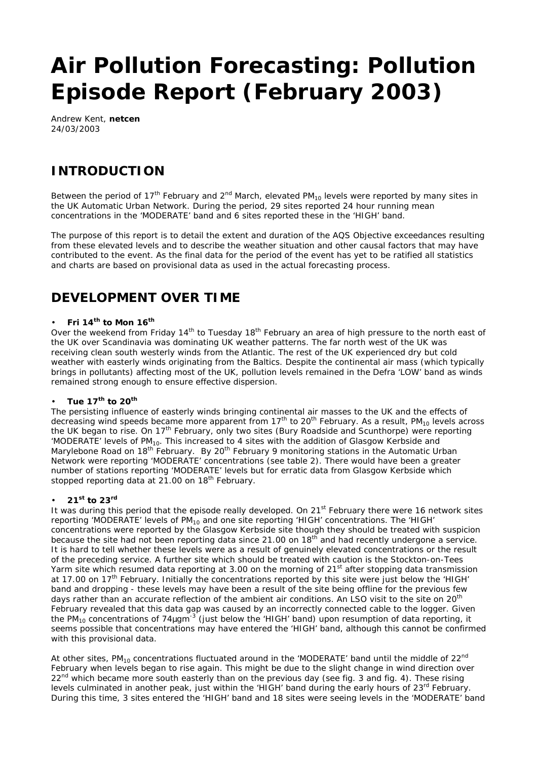# Air Pollution Forecasting: Pollution Episode Report (February 2003)

Andrew Kent, **netcen**
24/03/2003

## INTRODUCTION

Between the period of 17th February and 2nd March, elevated $PM_{10}$ levels were reported by many sites in the UK Automatic Urban Network. During the period, 29 sites reported 24 hour running mean concentrations in the 'MODERATE' band and 6 sites reported these in the 'HIGH' band.

The purpose of this report is to detail the extent and duration of the AQS Objective exceedances resulting from these elevated levels and to describe the weather situation and other causal factors that may have contributed to the event. As the final data for the period of the event has yet to be ratified all statistics and charts are based on provisional data as used in the actual forecasting process.

## DEVELOPMENT OVER TIME

- **Fri 14th to Mon 16th**

Over the weekend from Friday 14th to Tuesday 18th February an area of high pressure to the north east of the UK over Scandinavia was dominating UK weather patterns. The far north west of the UK was receiving clean south westerly winds from the Atlantic. The rest of the UK experienced dry but cold weather with easterly winds originating from the Baltics. Despite the continental air mass (which typically brings in pollutants) affecting most of the UK, pollution levels remained in the Defra 'LOW' band as winds remained strong enough to ensure effective dispersion.

- **Tue 17th to 20th**

The persisting influence of easterly winds bringing continental air masses to the UK and the effects of decreasing wind speeds became more apparent from 17th to 20th February. As a result, $PM_{10}$ levels across the UK began to rise. On 17th February, only two sites (Bury Roadside and Scunthorpe) were reporting 'MODERATE' levels of $PM_{10}$. This increased to 4 sites with the addition of Glasgow Kerbside and Marylebone Road on 18th February. By 20th February 9 monitoring stations in the Automatic Urban Network were reporting 'MODERATE' concentrations (see table 2). There would have been a greater number of stations reporting 'MODERATE' levels but for erratic data from Glasgow Kerbside which stopped reporting data at 21.00 on 18th February.

- **21st to 23rd**

It was during this period that the episode really developed. On 21st February there were 16 network sites reporting 'MODERATE' levels of $PM_{10}$ and one site reporting 'HIGH' concentrations. The 'HIGH' concentrations were reported by the Glasgow Kerbside site though they should be treated with suspicion because the site had not been reporting data since 21.00 on 18th and had recently undergone a service. It is hard to tell whether these levels were as a result of genuinely elevated concentrations or the result of the preceding service. A further site which should be treated with caution is the Stockton-on-Tees Yarm site which resumed data reporting at 3.00 on the morning of 21st after stopping data transmission at 17.00 on 17th February. Initially the concentrations reported by this site were just below the 'HIGH' band and dropping - these levels may have been a result of the site being offline for the previous few days rather than an accurate reflection of the ambient air conditions. An LSO visit to the site on 20th February revealed that this data gap was caused by an incorrectly connected cable to the logger. Given the $PM_{10}$ concentrations of $74 \mu g m^{-3}$ (just below the 'HIGH' band) upon resumption of data reporting, it seems possible that concentrations may have entered the 'HIGH' band, although this cannot be confirmed with this provisional data.

At other sites, $PM_{10}$ concentrations fluctuated around in the 'MODERATE' band until the middle of 22nd February when levels began to rise again. This might be due to the slight change in wind direction over 22nd which became more south easterly than on the previous day (see fig. 3 and fig. 4). These rising levels culminated in another peak, just within the 'HIGH' band during the early hours of 23rd February. During this time, 3 sites entered the 'HIGH' band and 18 sites were seeing levels in the 'MODERATE' band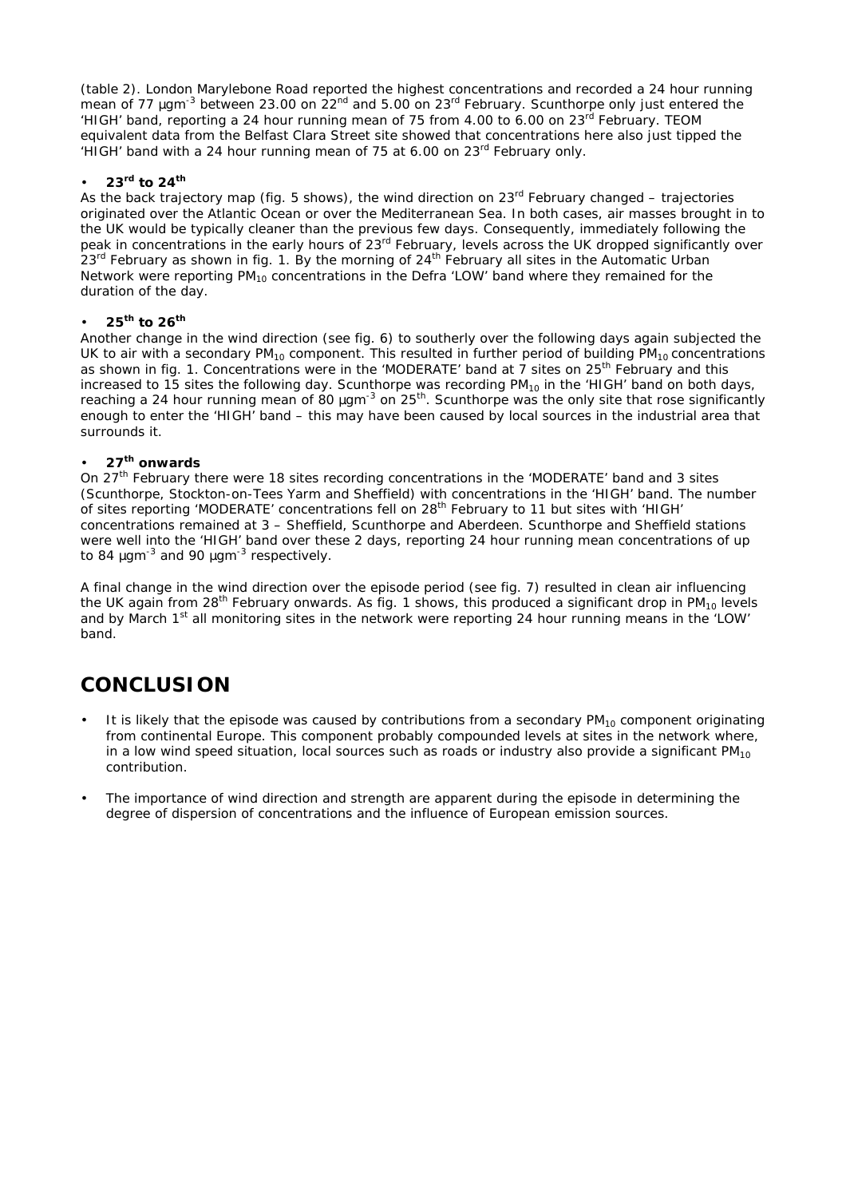(table 2). London Marylebone Road reported the highest concentrations and recorded a 24 hour running mean of 77 $\mu gm^{-3}$ between 23.00 on 22nd and 5.00 on 23rd February. Scunthorpe only just entered the 'HIGH' band, reporting a 24 hour running mean of 75 from 4.00 to 6.00 on 23rd February. TEOM equivalent data from the Belfast Clara Street site showed that concentrations here also just tipped the 'HIGH' band with a 24 hour running mean of 75 at 6.00 on 23rd February only.

- **23rd to 24th**

As the back trajectory map (fig. 5 shows), the wind direction on 23rd February changed – trajectories originated over the Atlantic Ocean or over the Mediterranean Sea. In both cases, air masses brought in to the UK would be typically cleaner than the previous few days. Consequently, immediately following the peak in concentrations in the early hours of 23rd February, levels across the UK dropped significantly over 23rd February as shown in fig. 1. By the morning of 24th February all sites in the Automatic Urban Network were reporting $PM_{10}$ concentrations in the Defra 'LOW' band where they remained for the duration of the day.

- **25th to 26th**

Another change in the wind direction (see fig. 6) to southerly over the following days again subjected the UK to air with a secondary $PM_{10}$ component. This resulted in further period of building $PM_{10}$ concentrations as shown in fig. 1. Concentrations were in the 'MODERATE' band at 7 sites on 25th February and this increased to 15 sites the following day. Scunthorpe was recording $PM_{10}$ in the 'HIGH' band on both days, reaching a 24 hour running mean of 80 $\mu gm^{-3}$ on 25th. Scunthorpe was the only site that rose significantly enough to enter the 'HIGH' band – this may have been caused by local sources in the industrial area that surrounds it.

- **27th onwards**

On 27th February there were 18 sites recording concentrations in the 'MODERATE' band and 3 sites (Scunthorpe, Stockton-on-Tees Yarm and Sheffield) with concentrations in the 'HIGH' band. The number of sites reporting 'MODERATE' concentrations fell on 28th February to 11 but sites with 'HIGH' concentrations remained at 3 – Sheffield, Scunthorpe and Aberdeen. Scunthorpe and Sheffield stations were well into the 'HIGH' band over these 2 days, reporting 24 hour running mean concentrations of up to 84 $\mu gm^{-3}$ and 90 $\mu gm^{-3}$ respectively.

A final change in the wind direction over the episode period (see fig. 7) resulted in clean air influencing the UK again from 28th February onwards. As fig. 1 shows, this produced a significant drop in $PM_{10}$ levels and by March 1st all monitoring sites in the network were reporting 24 hour running means in the 'LOW' band.

# CONCLUSION

- It is likely that the episode was caused by contributions from a secondary $PM_{10}$ component originating from continental Europe. This component probably compounded levels at sites in the network where, in a low wind speed situation, local sources such as roads or industry also provide a significant $PM_{10}$ contribution.

- The importance of wind direction and strength are apparent during the episode in determining the degree of dispersion of concentrations and the influence of European emission sources.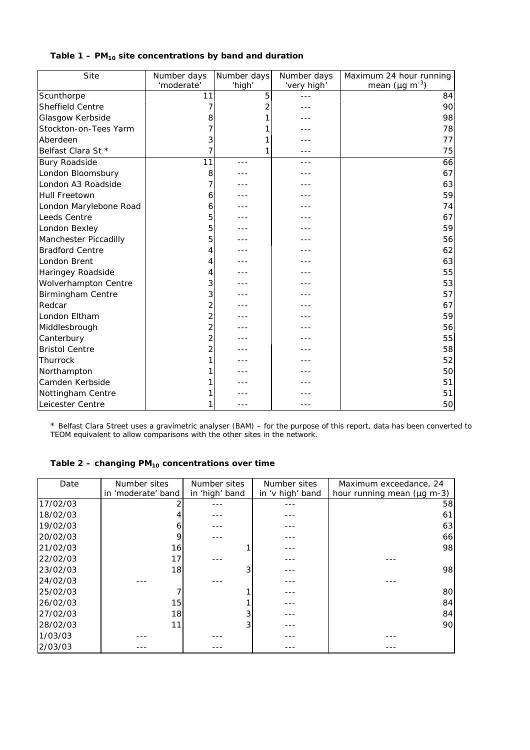**Table 1 – $PM_{10}$ site concentrations by band and duration**

| Site | Number days 'moderate' | Number days 'high' | Number days 'very high' | Maximum 24 hour running mean ($\mu g\ m^{-3}$) |
|---|---|---|---|---|
| Scunthorpe | 11 | 5 | --- | 84 |
| Sheffield Centre | 7 | 2 | --- | 90 |
| Glasgow Kerbside | 8 | 1 | --- | 98 |
| Stockton-on-Tees Yarm | 7 | 1 | --- | 78 |
| Aberdeen | 3 | 1 | --- | 77 |
| Belfast Clara St * | 7 | 1 | --- | 75 |
| Bury Roadside | 11 | --- | --- | 66 |
| London Bloomsbury | 8 | --- | --- | 67 |
| London A3 Roadside | 7 | --- | --- | 63 |
| Hull Freetown | 6 | --- | --- | 59 |
| London Marylebone Road | 6 | --- | --- | 74 |
| Leeds Centre | 5 | --- | --- | 67 |
| London Bexley | 5 | --- | --- | 59 |
| Manchester Piccadilly | 5 | --- | --- | 56 |
| Bradford Centre | 4 | --- | --- | 62 |
| London Brent | 4 | --- | --- | 63 |
| Haringey Roadside | 4 | --- | --- | 55 |
| Wolverhampton Centre | 3 | --- | --- | 53 |
| Birmingham Centre | 3 | --- | --- | 57 |
| Redcar | 2 | --- | --- | 67 |
| London Eltham | 2 | --- | --- | 59 |
| Middlesbrough | 2 | --- | --- | 56 |
| Canterbury | 2 | --- | --- | 55 |
| Bristol Centre | 2 | --- | --- | 58 |
| Thurrock | 1 | --- | --- | 52 |
| Northampton | 1 | --- | --- | 50 |
| Camden Kerbside | 1 | --- | --- | 51 |
| Nottingham Centre | 1 | --- | --- | 51 |
| Leicester Centre | 1 | --- | --- | 50 |

* Belfast Clara Street uses a gravimetric analyser (BAM) – for the purpose of this report, data has been converted to TEOM equivalent to allow comparisons with the other sites in the network.

**Table 2 – changing $PM_{10}$ concentrations over time**

| Date | Number sites in 'moderate' band | Number sites in 'high' band | Number sites in 'v high' band | Maximum exceedance, 24 hour running mean (μg m-3) |
|---|---|---|---|---|
| 17/02/03 | 2 | --- | --- | 58 |
| 18/02/03 | 4 | --- | --- | 61 |
| 19/02/03 | 6 | --- | --- | 63 |
| 20/02/03 | 9 | --- | --- | 66 |
| 21/02/03 | 16 | 1 | --- | 98 |
| 22/02/03 | 17 | --- | --- | --- |
| 23/02/03 | 18 | 3 | --- | 98 |
| 24/02/03 | --- | --- | --- | --- |
| 25/02/03 | 7 | 1 | --- | 80 |
| 26/02/03 | 15 | 1 | --- | 84 |
| 27/02/03 | 18 | 3 | --- | 84 |
| 28/02/03 | 11 | 3 | --- | 90 |
| 1/03/03 | --- | --- | --- | --- |
| 2/03/03 | --- | --- | --- | --- |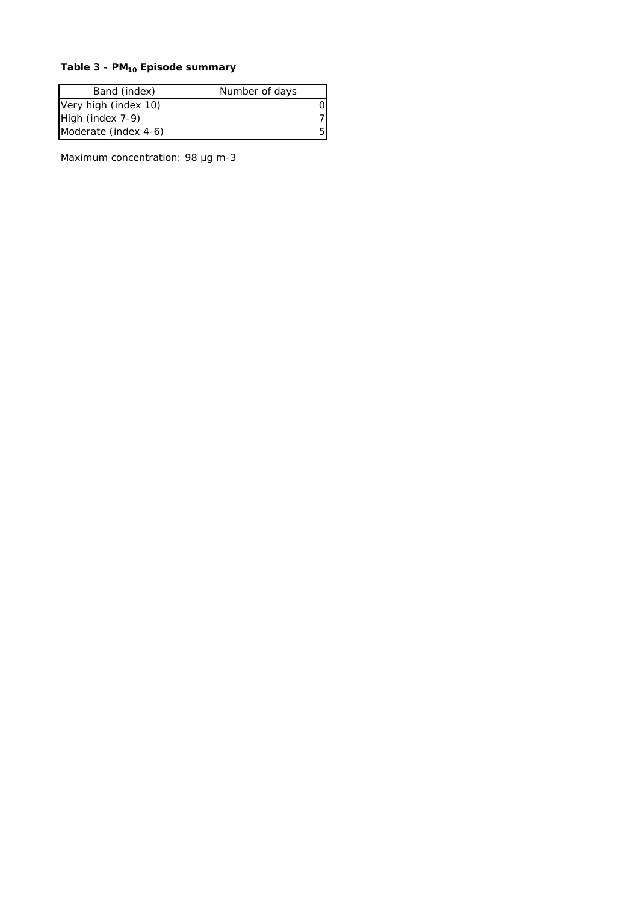**Table 3 - $PM_{10}$ Episode summary**

| Band (index) | Number of days |
| --- | --- |
| Very high (index 10) | 0 |
| High (index 7-9) | 7 |
| Moderate (index 4-6) | 5 |

Maximum concentration: 98 µg m-3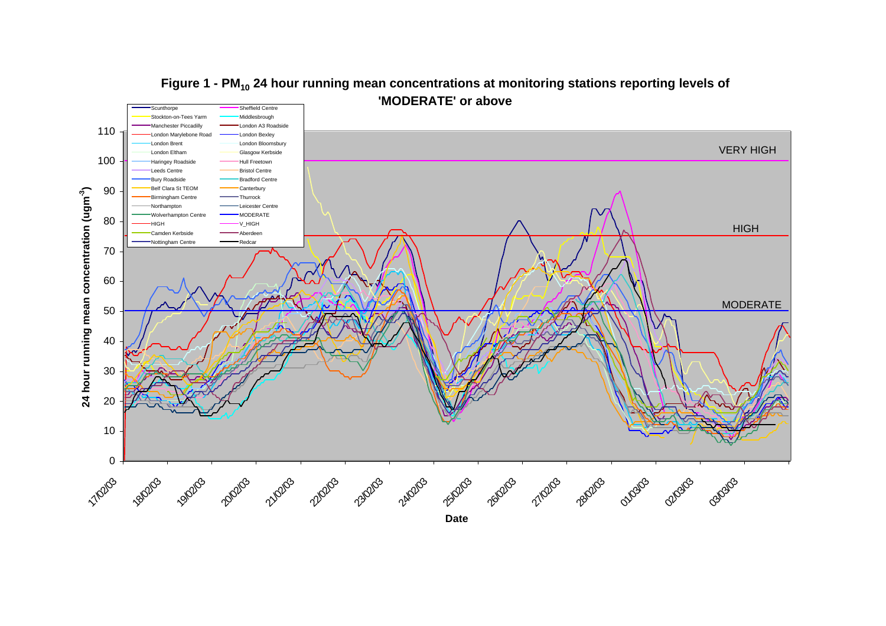**Figure 1 - $PM_{10}$ 24 hour running mean concentrations at monitoring stations reporting levels of 'MODERATE' or above**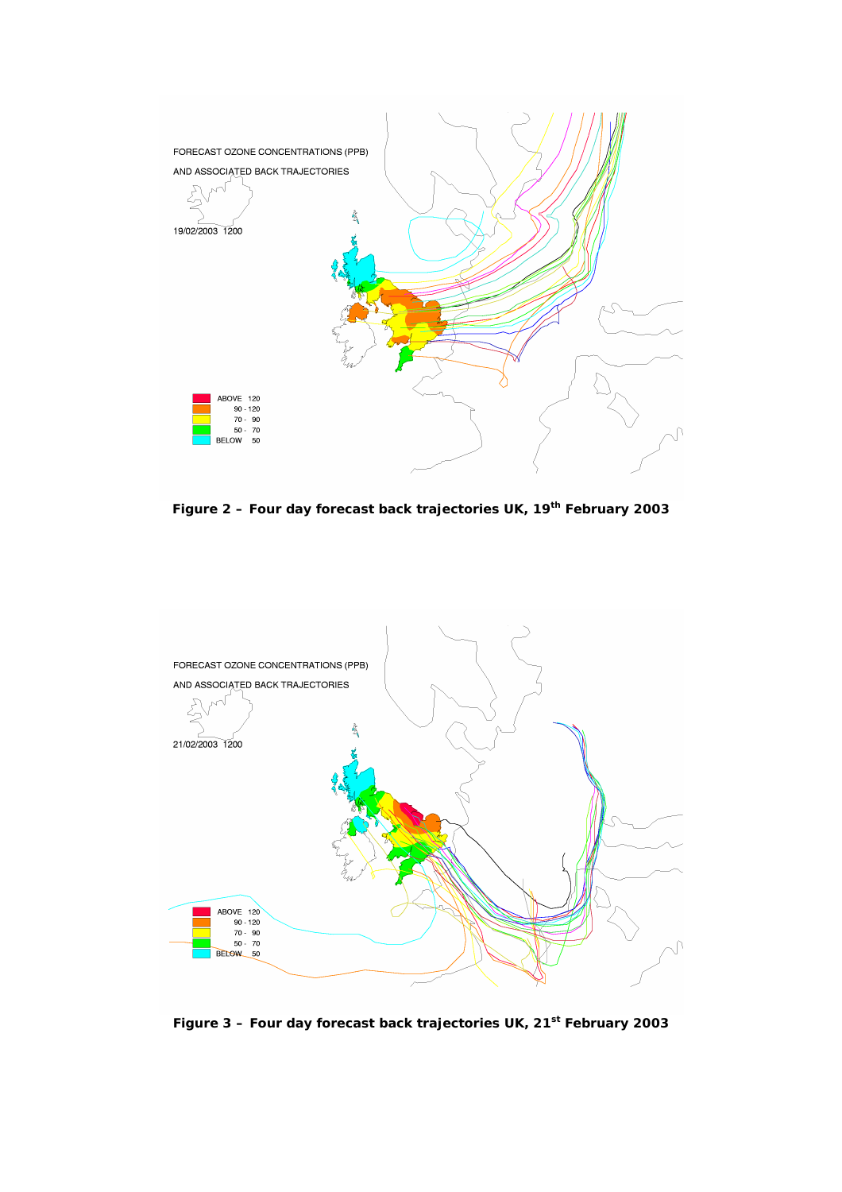**Figure 2 – Four day forecast back trajectories UK, 19th February 2003**

**Figure 3 – Four day forecast back trajectories UK, 21st February 2003**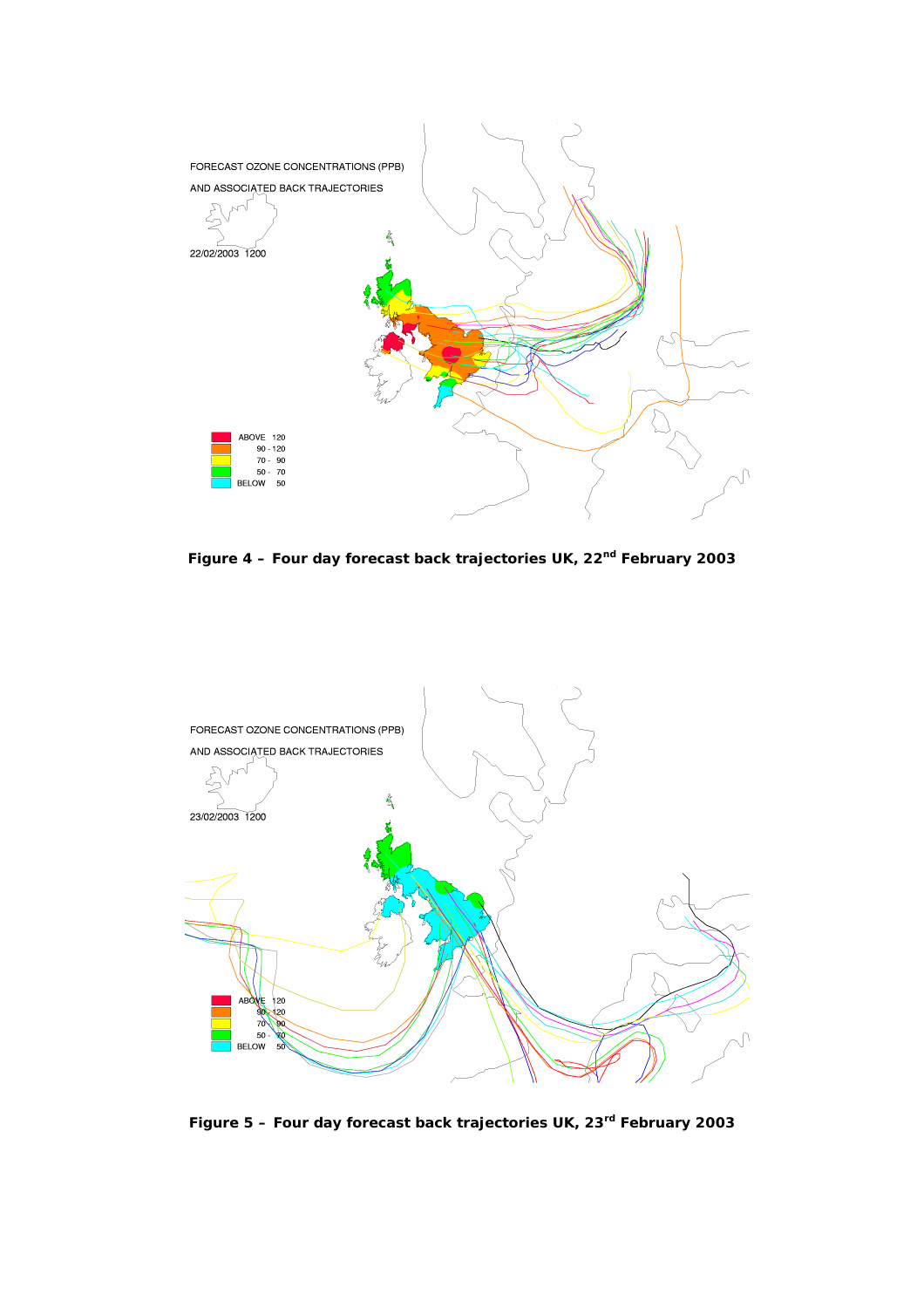**Figure 4 – Four day forecast back trajectories UK, 22nd February 2003**

**Figure 5 – Four day forecast back trajectories UK, 23rd February 2003**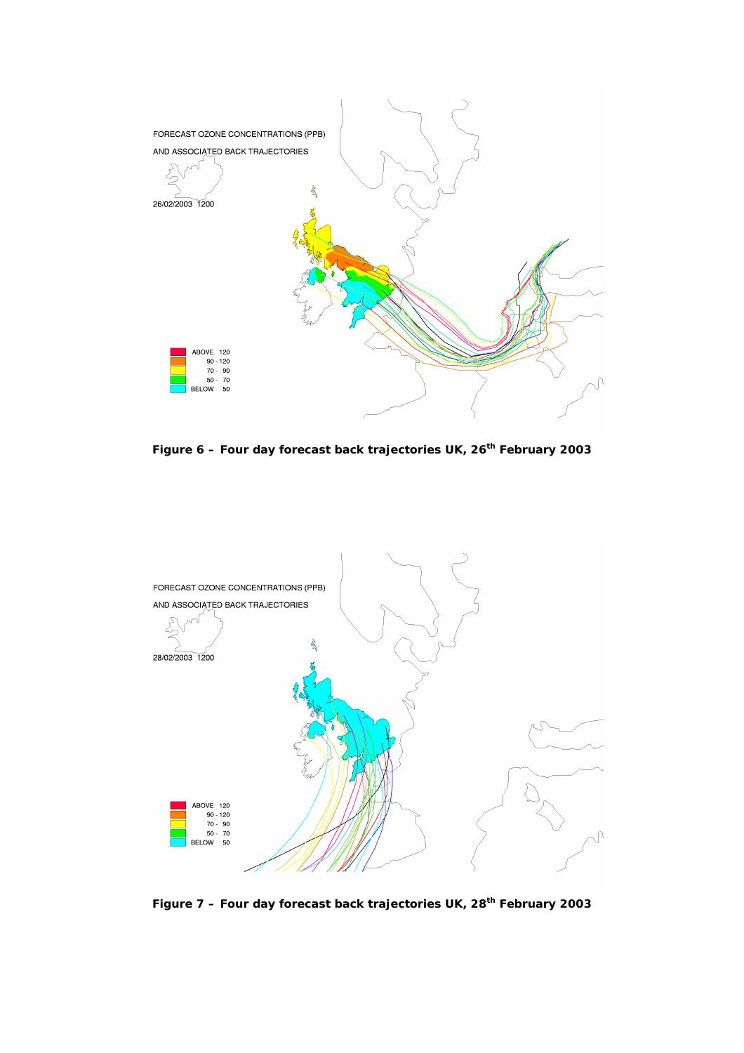FORECAST OZONE CONCENTRATIONS (PPB)

AND ASSOCIATED BACK TRAJECTORIES

26/02/2003 1200

ABOVE 120

90 - 120

70 - 90

50 - 70

BELOW 50

**Figure 6 – Four day forecast back trajectories UK, 26th February 2003**

FORECAST OZONE CONCENTRATIONS (PPB)

AND ASSOCIATED BACK TRAJECTORIES

28/02/2003 1200

ABOVE 120

90 - 120

70 - 90

50 - 70

BELOW 50

**Figure 7 – Four day forecast back trajectories UK, 28th February 2003**